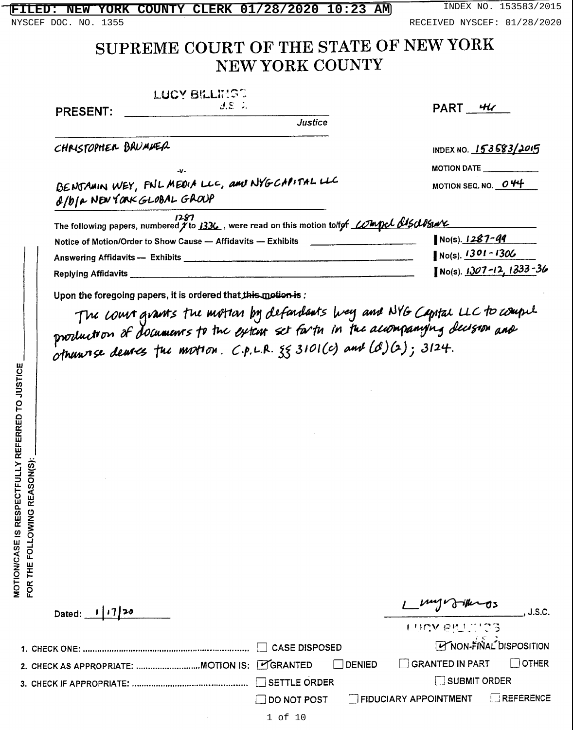FILED: NEW YORK COUNTY CLERK 01/28/2020 10:23 AM INDEX NO. 153583/2015

NYSCEF DOC. NO. 1355 RECEIVED NYSCEF: 01/28/2020

# SUPREME COURT OF THE STATE OF NEW YORK
## NEW YORK COUNTY

PRESENT: LUCY BILLINGS J.S.C. Justice

PART 46

CHRISTOPHER BRUMMER

-v-

BENJAMIN WEY, FNL MEDIA LLC, and NYG CAPITAL LLC d/b/a NEW YORK GLOBAL GROUP

INDEX NO. 153583/2015

MOTION DATE ______

MOTION SEQ. NO. 044

The following papers, numbered 1287 to 1336, were read on this motion to/for compel disclosure

| | |
|---|---|
| Notice of Motion/Order to Show Cause — Affidavits — Exhibits | No(s). 1287-99 |
| Answering Affidavits — Exhibits | No(s). 1301-1306 |
| Replying Affidavits | No(s). 1307-12, 1333-36 |

Upon the foregoing papers, it is ordered that ~~this motion is~~:

The court grants the motion by defendants Wey and NYG Capital LLC to compel production of documents to the extent set forth in the accompanying decision and otherwise denies the motion. C.P.L.R. §§ 3101(c) and (d)(2); 3124.

MOTION/CASE IS RESPECTFULLY REFERRED TO JUSTICE ______ FOR THE FOLLOWING REASON(S): ______

Dated: 1/17/20

Lucy Billings, J.S.C.

LUCY BILLINGS

1. CHECK ONE: ☐ CASE DISPOSED ☑ NON-FINAL DISPOSITION
2. CHECK AS APPROPRIATE: MOTION IS: ☑ GRANTED ☐ DENIED ☐ GRANTED IN PART ☐ OTHER
3. CHECK IF APPROPRIATE: ☐ SETTLE ORDER ☐ SUBMIT ORDER ☐ DO NOT POST ☐ FIDUCIARY APPOINTMENT ☐ REFERENCE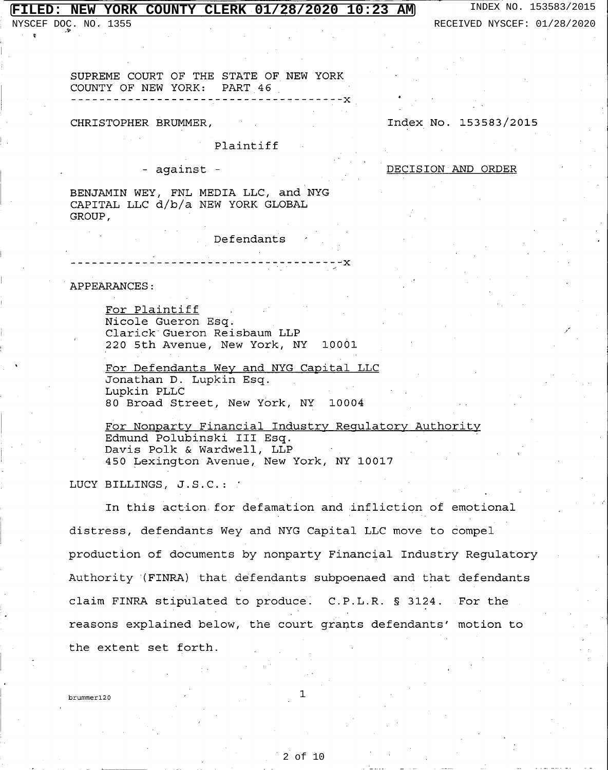FILED: NEW YORK COUNTY CLERK 01/28/2020 10:23 AM

INDEX NO. 153583/2015

NYSCEF DOC. NO. 1355

RECEIVED NYSCEF: 01/28/2020

SUPREME COURT OF THE STATE OF NEW YORK
COUNTY OF NEW YORK: PART 46

---

CHRISTOPHER BRUMMER,

Plaintiff

- against -

BENJAMIN WEY, FNL MEDIA LLC, and NYG CAPITAL LLC d/b/a NEW YORK GLOBAL GROUP,

Defendants

---

Index No. 153583/2015

DECISION AND ORDER

APPEARANCES:

For Plaintiff
Nicole Gueron Esq.
Clarick Gueron Reisbaum LLP
220 5th Avenue, New York, NY 10001

For Defendants Wey and NYG Capital LLC
Jonathan D. Lupkin Esq.
Lupkin PLLC
80 Broad Street, New York, NY 10004

For Nonparty Financial Industry Regulatory Authority
Edmund Polubinski III Esq.
Davis Polk & Wardwell, LLP
450 Lexington Avenue, New York, NY 10017

LUCY BILLINGS, J.S.C.:

In this action for defamation and infliction of emotional distress, defendants Wey and NYG Capital LLC move to compel production of documents by nonparty Financial Industry Regulatory Authority (FINRA) that defendants subpoenaed and that defendants claim FINRA stipulated to produce. C.P.L.R. § 3124. For the reasons explained below, the court grants defendants' motion to the extent set forth.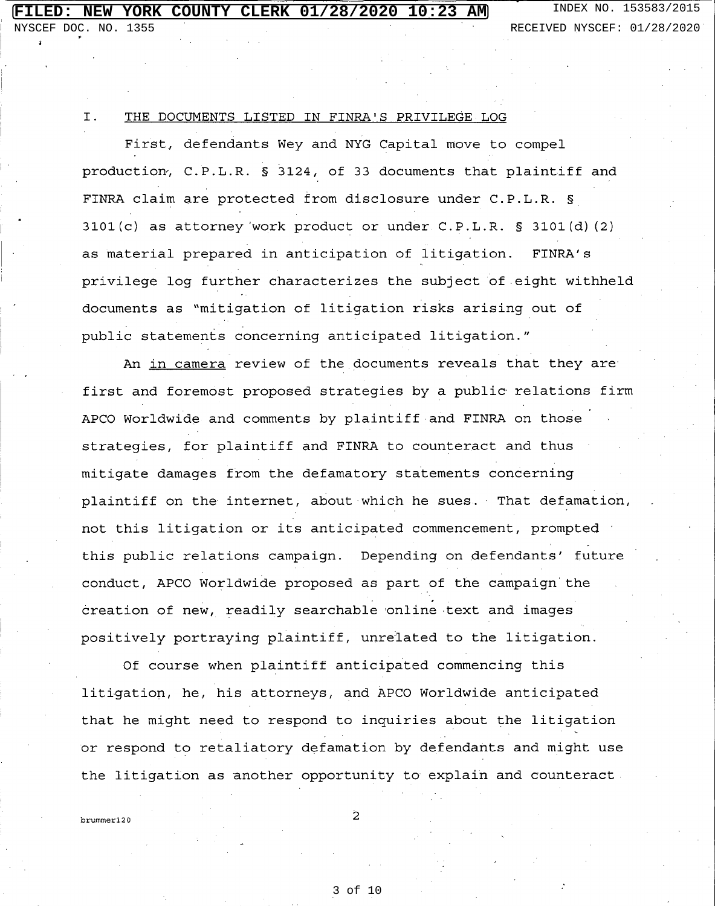## I. THE DOCUMENTS LISTED IN FINRA'S PRIVILEGE LOG

First, defendants Wey and NYG Capital move to compel production, C.P.L.R. § 3124, of 33 documents that plaintiff and FINRA claim are protected from disclosure under C.P.L.R. § 3101(c) as attorney work product or under C.P.L.R. § 3101(d)(2) as material prepared in anticipation of litigation. FINRA's privilege log further characterizes the subject of eight withheld documents as "mitigation of litigation risks arising out of public statements concerning anticipated litigation."

An in camera review of the documents reveals that they are first and foremost proposed strategies by a public relations firm APCO Worldwide and comments by plaintiff and FINRA on those strategies, for plaintiff and FINRA to counteract and thus mitigate damages from the defamatory statements concerning plaintiff on the internet, about which he sues. That defamation, not this litigation or its anticipated commencement, prompted this public relations campaign. Depending on defendants' future conduct, APCO Worldwide proposed as part of the campaign the creation of new, readily searchable online text and images positively portraying plaintiff, unrelated to the litigation.

Of course when plaintiff anticipated commencing this litigation, he, his attorneys, and APCO Worldwide anticipated that he might need to respond to inquiries about the litigation or respond to retaliatory defamation by defendants and might use the litigation as another opportunity to explain and counteract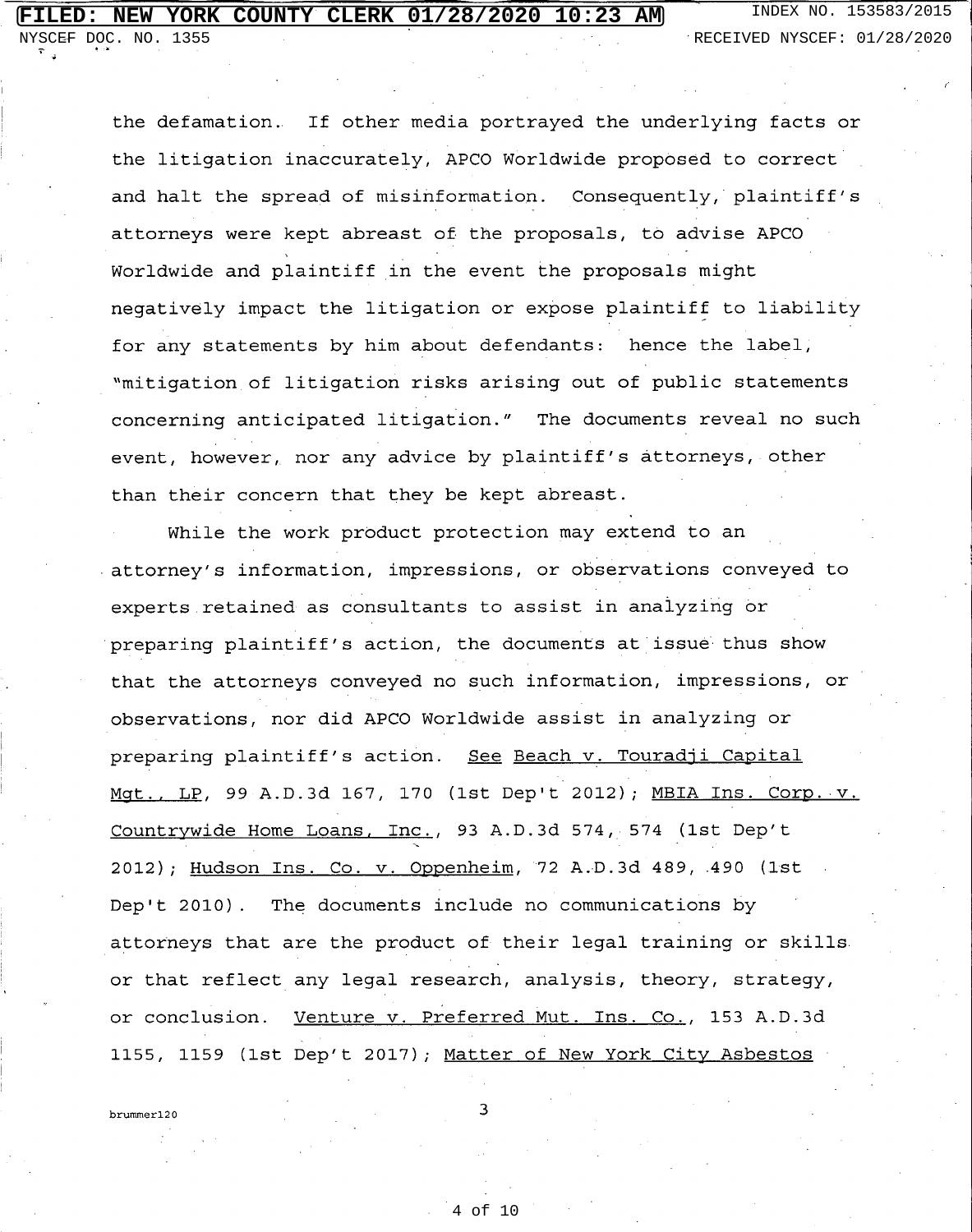the defamation. If other media portrayed the underlying facts or the litigation inaccurately, APCO Worldwide proposed to correct and halt the spread of misinformation. Consequently, plaintiff's attorneys were kept abreast of the proposals, to advise APCO Worldwide and plaintiff in the event the proposals might negatively impact the litigation or expose plaintiff to liability for any statements by him about defendants: hence the label, "mitigation of litigation risks arising out of public statements concerning anticipated litigation." The documents reveal no such event, however, nor any advice by plaintiff's attorneys, other than their concern that they be kept abreast.

While the work product protection may extend to an attorney's information, impressions, or observations conveyed to experts retained as consultants to assist in analyzing or preparing plaintiff's action, the documents at issue thus show that the attorneys conveyed no such information, impressions, or observations, nor did APCO Worldwide assist in analyzing or preparing plaintiff's action. See Beach v. Touradji Capital Mgt., LP, 99 A.D.3d 167, 170 (1st Dep't 2012); MBIA Ins. Corp. v. Countrywide Home Loans, Inc., 93 A.D.3d 574, 574 (1st Dep't 2012); Hudson Ins. Co. v. Oppenheim, 72 A.D.3d 489, 490 (1st Dep't 2010). The documents include no communications by attorneys that are the product of their legal training or skills or that reflect any legal research, analysis, theory, strategy, or conclusion. Venture v. Preferred Mut. Ins. Co., 153 A.D.3d 1155, 1159 (1st Dep't 2017); Matter of New York City Asbestos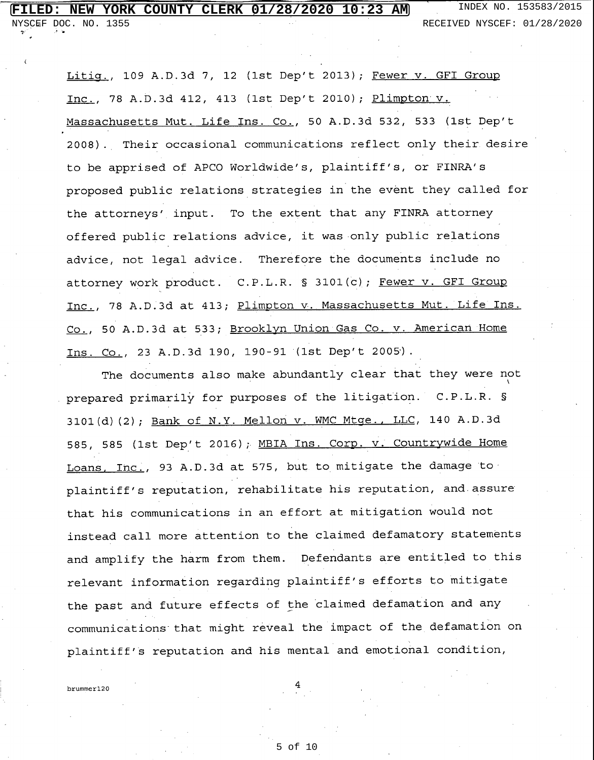Litig., 109 A.D.3d 7, 12 (1st Dep't 2013); Fewer v. GFI Group Inc., 78 A.D.3d 412, 413 (1st Dep't 2010); Plimpton v. Massachusetts Mut. Life Ins. Co., 50 A.D.3d 532, 533 (1st Dep't 2008). Their occasional communications reflect only their desire to be apprised of APCO Worldwide's, plaintiff's, or FINRA's proposed public relations strategies in the event they called for the attorneys' input. To the extent that any FINRA attorney offered public relations advice, it was only public relations advice, not legal advice. Therefore the documents include no attorney work product. C.P.L.R. § 3101(c); Fewer v. GFI Group Inc., 78 A.D.3d at 413; Plimpton v. Massachusetts Mut. Life Ins. Co., 50 A.D.3d at 533; Brooklyn Union Gas Co. v. American Home Ins. Co., 23 A.D.3d 190, 190-91 (1st Dep't 2005).

The documents also make abundantly clear that they were not prepared primarily for purposes of the litigation. C.P.L.R. § 3101(d)(2); Bank of N.Y. Mellon v. WMC Mtge., LLC, 140 A.D.3d 585, 585 (1st Dep't 2016); MBIA Ins. Corp. v. Countrywide Home Loans, Inc., 93 A.D.3d at 575, but to mitigate the damage to plaintiff's reputation, rehabilitate his reputation, and assure that his communications in an effort at mitigation would not instead call more attention to the claimed defamatory statements and amplify the harm from them. Defendants are entitled to this relevant information regarding plaintiff's efforts to mitigate the past and future effects of the claimed defamation and any communications that might reveal the impact of the defamation on plaintiff's reputation and his mental and emotional condition,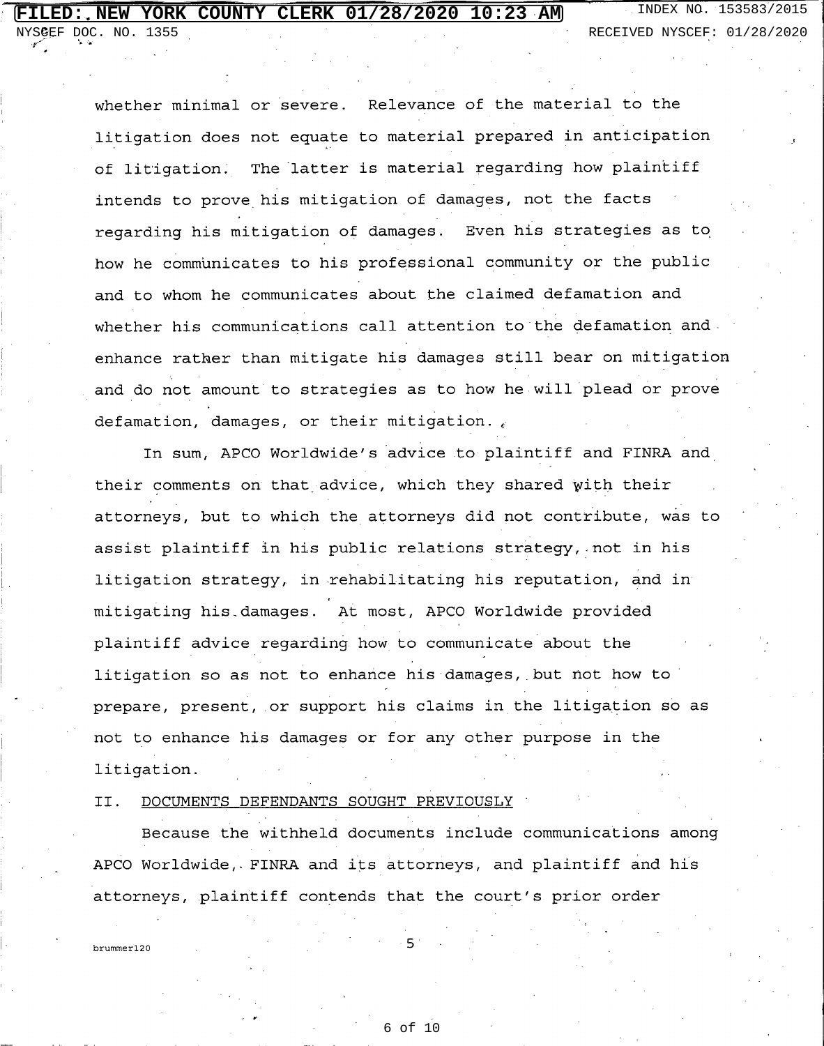whether minimal or severe. Relevance of the material to the litigation does not equate to material prepared in anticipation of litigation. The latter is material regarding how plaintiff intends to prove his mitigation of damages, not the facts regarding his mitigation of damages. Even his strategies as to how he communicates to his professional community or the public and to whom he communicates about the claimed defamation and whether his communications call attention to the defamation and enhance rather than mitigate his damages still bear on mitigation and do not amount to strategies as to how he will plead or prove defamation, damages, or their mitigation.

In sum, APCO Worldwide's advice to plaintiff and FINRA and their comments on that advice, which they shared with their attorneys, but to which the attorneys did not contribute, was to assist plaintiff in his public relations strategy, not in his litigation strategy, in rehabilitating his reputation, and in mitigating his damages. At most, APCO Worldwide provided plaintiff advice regarding how to communicate about the litigation so as not to enhance his damages, but not how to prepare, present, or support his claims in the litigation so as not to enhance his damages or for any other purpose in the litigation.

## II. DOCUMENTS DEFENDANTS SOUGHT PREVIOUSLY

Because the withheld documents include communications among APCO Worldwide, FINRA and its attorneys, and plaintiff and his attorneys, plaintiff contends that the court's prior order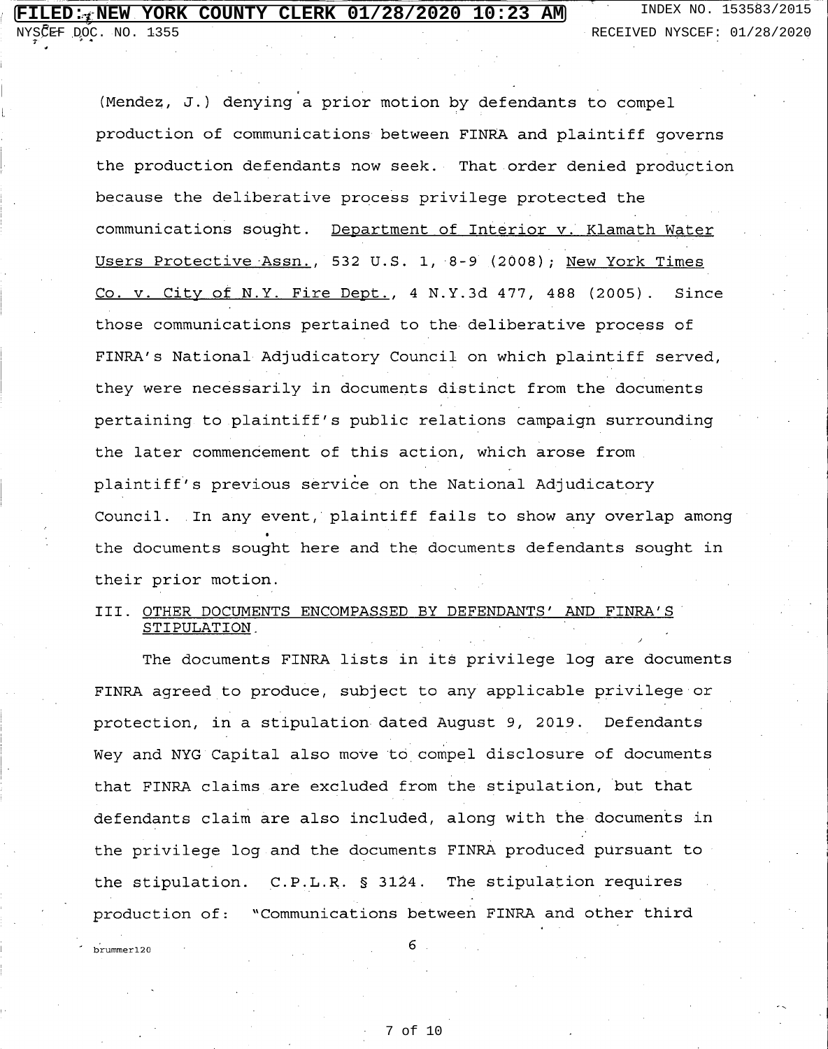(Mendez, J.) denying a prior motion by defendants to compel production of communications between FINRA and plaintiff governs the production defendants now seek. That order denied production because the deliberative process privilege protected the communications sought. Department of Interior v. Klamath Water Users Protective Assn., 532 U.S. 1, 8-9 (2008); New York Times Co. v. City of N.Y. Fire Dept., 4 N.Y.3d 477, 488 (2005). Since those communications pertained to the deliberative process of FINRA's National Adjudicatory Council on which plaintiff served, they were necessarily in documents distinct from the documents pertaining to plaintiff's public relations campaign surrounding the later commencement of this action, which arose from plaintiff's previous service on the National Adjudicatory Council. In any event, plaintiff fails to show any overlap among the documents sought here and the documents defendants sought in their prior motion.

## III. OTHER DOCUMENTS ENCOMPASSED BY DEFENDANTS' AND FINRA'S STIPULATION.

The documents FINRA lists in its privilege log are documents FINRA agreed to produce, subject to any applicable privilege or protection, in a stipulation dated August 9, 2019. Defendants Wey and NYG Capital also move to compel disclosure of documents that FINRA claims are excluded from the stipulation, but that defendants claim are also included, along with the documents in the privilege log and the documents FINRA produced pursuant to the stipulation. C.P.L.R. § 3124. The stipulation requires production of: "Communications between FINRA and other third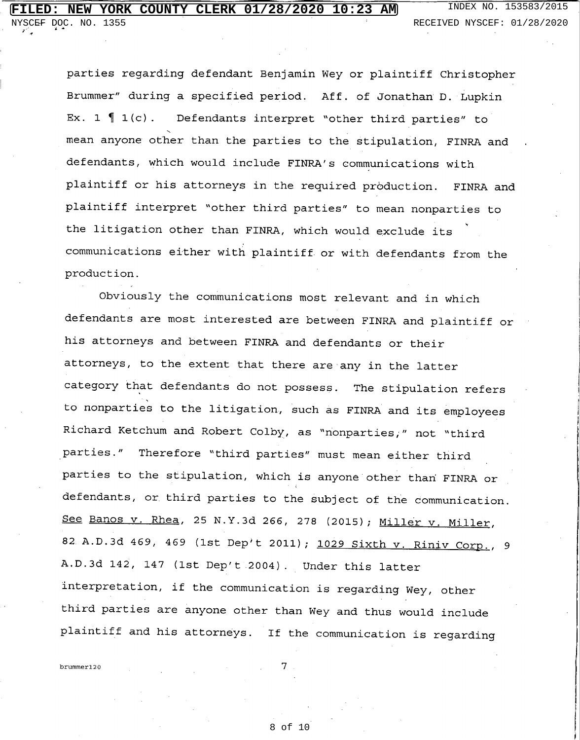parties regarding defendant Benjamin Wey or plaintiff Christopher Brummer" during a specified period. Aff. of Jonathan D. Lupkin Ex. 1 ¶ 1(c). Defendants interpret "other third parties" to mean anyone other than the parties to the stipulation, FINRA and defendants, which would include FINRA's communications with plaintiff or his attorneys in the required production. FINRA and plaintiff interpret "other third parties" to mean nonparties to the litigation other than FINRA, which would exclude its communications either with plaintiff or with defendants from the production.

Obviously the communications most relevant and in which defendants are most interested are between FINRA and plaintiff or his attorneys and between FINRA and defendants or their attorneys, to the extent that there are any in the latter category that defendants do not possess. The stipulation refers to nonparties to the litigation, such as FINRA and its employees Richard Ketchum and Robert Colby, as "nonparties," not "third parties." Therefore "third parties" must mean either third parties to the stipulation, which is anyone other than FINRA or defendants, or third parties to the subject of the communication. <u>See</u> <u>Banos v. Rhea</u>, 25 N.Y.3d 266, 278 (2015); <u>Miller v. Miller</u>, 82 A.D.3d 469, 469 (1st Dep't 2011); <u>1029 Sixth v. Riniv Corp.</u>, 9 A.D.3d 142, 147 (1st Dep't 2004). Under this latter interpretation, if the communication is regarding Wey, other third parties are anyone other than Wey and thus would include plaintiff and his attorneys. If the communication is regarding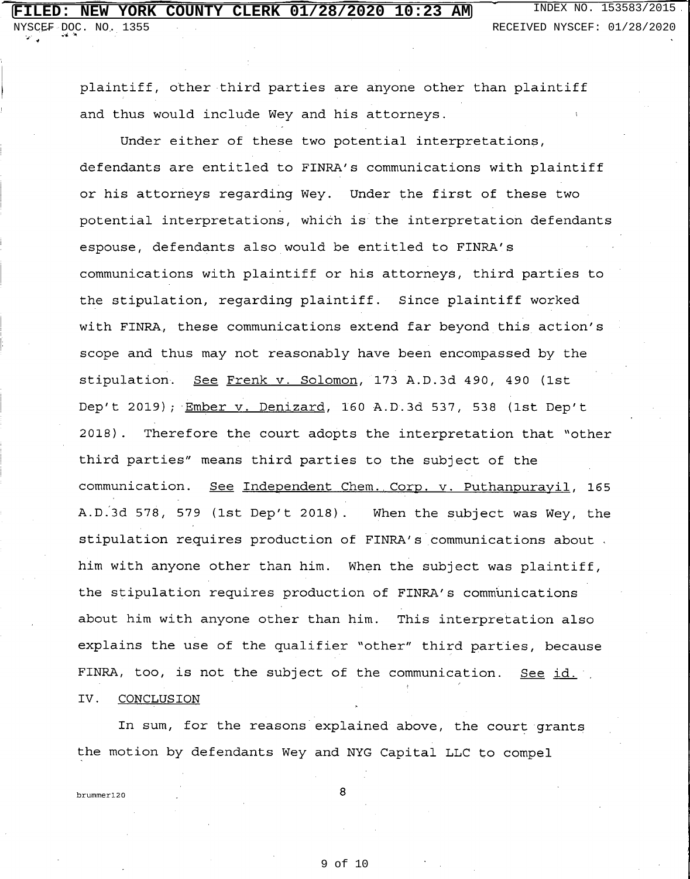plaintiff, other third parties are anyone other than plaintiff and thus would include Wey and his attorneys.

Under either of these two potential interpretations, defendants are entitled to FINRA's communications with plaintiff or his attorneys regarding Wey. Under the first of these two potential interpretations, which is the interpretation defendants espouse, defendants also would be entitled to FINRA's communications with plaintiff or his attorneys, third parties to the stipulation, regarding plaintiff. Since plaintiff worked with FINRA, these communications extend far beyond this action's scope and thus may not reasonably have been encompassed by the stipulation. See Frenk v. Solomon, 173 A.D.3d 490, 490 (1st Dep't 2019); Ember v. Denizard, 160 A.D.3d 537, 538 (1st Dep't 2018). Therefore the court adopts the interpretation that "other third parties" means third parties to the subject of the communication. See Independent Chem. Corp. v. Puthanpurayil, 165 A.D.3d 578, 579 (1st Dep't 2018). When the subject was Wey, the stipulation requires production of FINRA's communications about him with anyone other than him. When the subject was plaintiff, the stipulation requires production of FINRA's communications about him with anyone other than him. This interpretation also explains the use of the qualifier "other" third parties, because FINRA, too, is not the subject of the communication. See id.

## IV. CONCLUSION

In sum, for the reasons explained above, the court grants the motion by defendants Wey and NYG Capital LLC to compel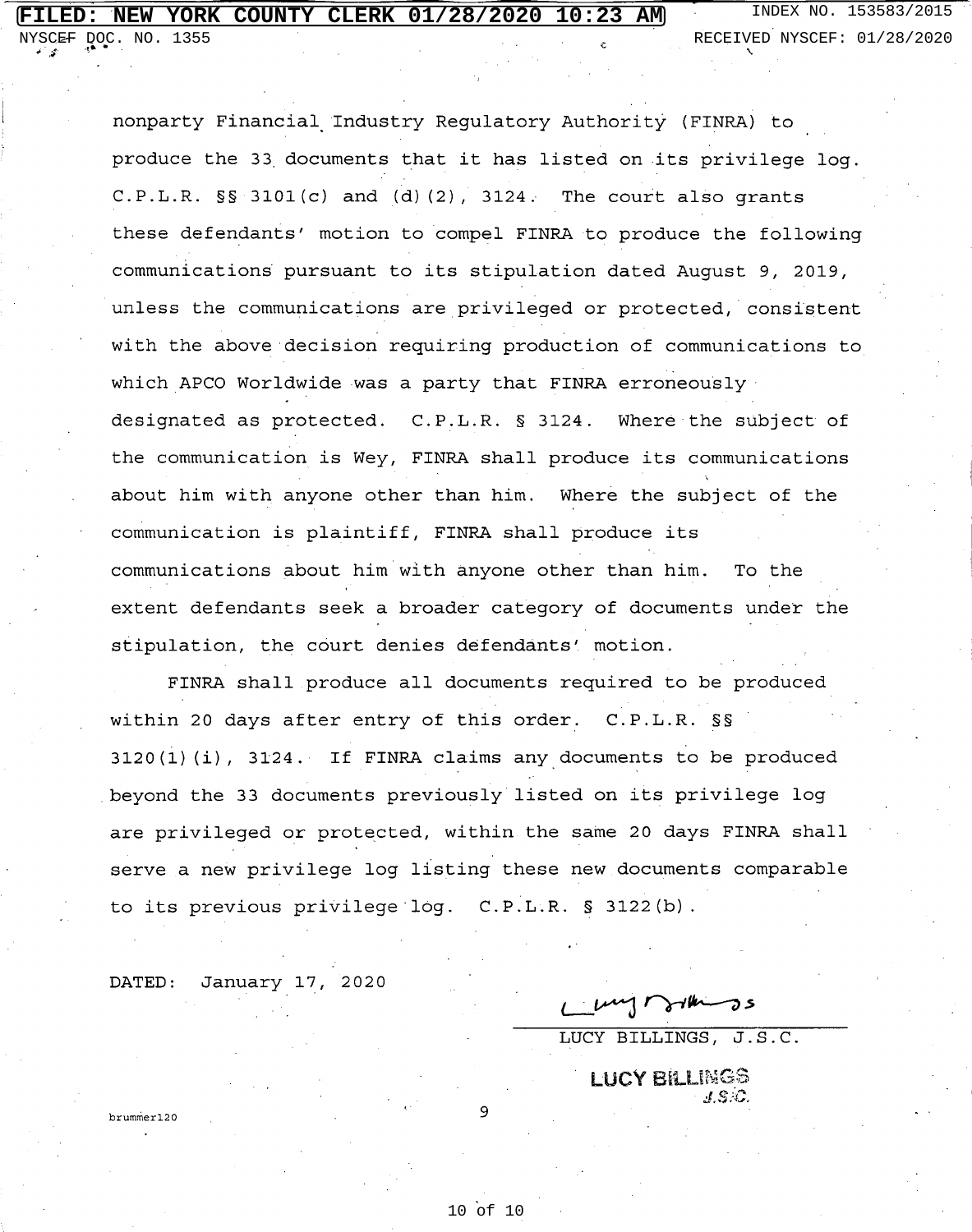nonparty Financial Industry Regulatory Authority (FINRA) to produce the 33 documents that it has listed on its privilege log. C.P.L.R. §§ 3101(c) and (d)(2), 3124. The court also grants these defendants' motion to compel FINRA to produce the following communications pursuant to its stipulation dated August 9, 2019, unless the communications are privileged or protected, consistent with the above decision requiring production of communications to which APCO Worldwide was a party that FINRA erroneously designated as protected. C.P.L.R. § 3124. Where the subject of the communication is Wey, FINRA shall produce its communications about him with anyone other than him. Where the subject of the communication is plaintiff, FINRA shall produce its communications about him with anyone other than him. To the extent defendants seek a broader category of documents under the stipulation, the court denies defendants' motion.

FINRA shall produce all documents required to be produced within 20 days after entry of this order. C.P.L.R. §§ 3120(1)(i), 3124. If FINRA claims any documents to be produced beyond the 33 documents previously listed on its privilege log are privileged or protected, within the same 20 days FINRA shall serve a new privilege log listing these new documents comparable to its previous privilege log. C.P.L.R. § 3122(b).

DATED: January 17, 2020

LUCY BILLINGS, J.S.C.

LUCY BILLINGS
J.S.C.

brummer120